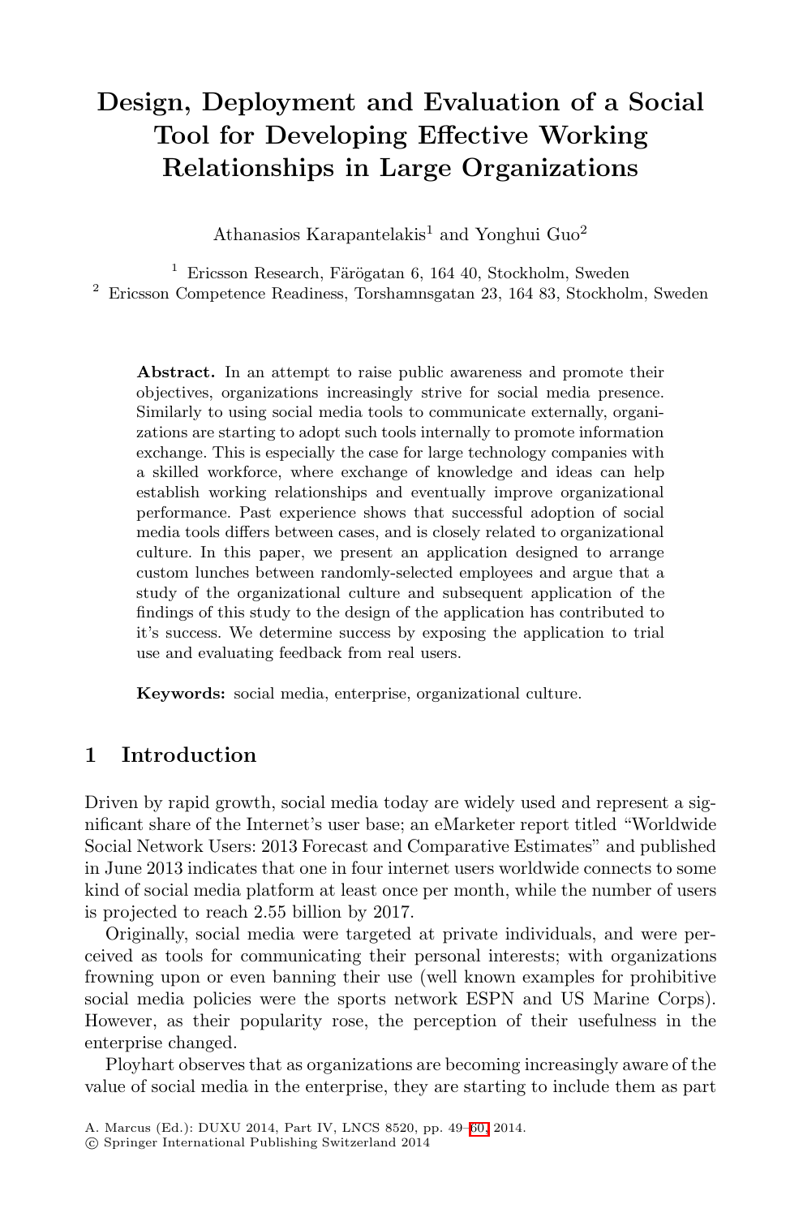# Design, Deployment and Evaluation of a Social Tool for Developing Effective Working Relationships in Large Organizations

Athanasios Karapantelakis[1] and Yonghui Guo[2]

[1] Ericsson Research, Färögatan 6, 164 40, Stockholm, Sweden
[2] Ericsson Competence Readiness, Torshamnsgatan 23, 164 83, Stockholm, Sweden

**Abstract.** In an attempt to raise public awareness and promote their objectives, organizations increasingly strive for social media presence. Similarly to using social media tools to communicate externally, organizations are starting to adopt such tools internally to promote information exchange. This is especially the case for large technology companies with a skilled workforce, where exchange of knowledge and ideas can help establish working relationships and eventually improve organizational performance. Past experience shows that successful adoption of social media tools differs between cases, and is closely related to organizational culture. In this paper, we present an application designed to arrange custom lunches between randomly-selected employees and argue that a study of the organizational culture and subsequent application of the findings of this study to the design of the application has contributed to it's success. We determine success by exposing the application to trial use and evaluating feedback from real users.

**Keywords:** social media, enterprise, organizational culture.

## 1 Introduction

Driven by rapid growth, social media today are widely used and represent a significant share of the Internet's user base; an eMarketer report titled "Worldwide Social Network Users: 2013 Forecast and Comparative Estimates" and published in June 2013 indicates that one in four internet users worldwide connects to some kind of social media platform at least once per month, while the number of users is projected to reach 2.55 billion by 2017.

Originally, social media were targeted at private individuals, and were perceived as tools for communicating their personal interests; with organizations frowning upon or even banning their use (well known examples for prohibitive social media policies were the sports network ESPN and US Marine Corps). However, as their popularity rose, the perception of their usefulness in the enterprise changed.

Ployhart observes that as organizations are becoming increasingly aware of the value of social media in the enterprise, they are starting to include them as part

A. Marcus (Ed.): DUXU 2014, Part IV, LNCS 8520, pp. 49–60, 2014.
© Springer International Publishing Switzerland 2014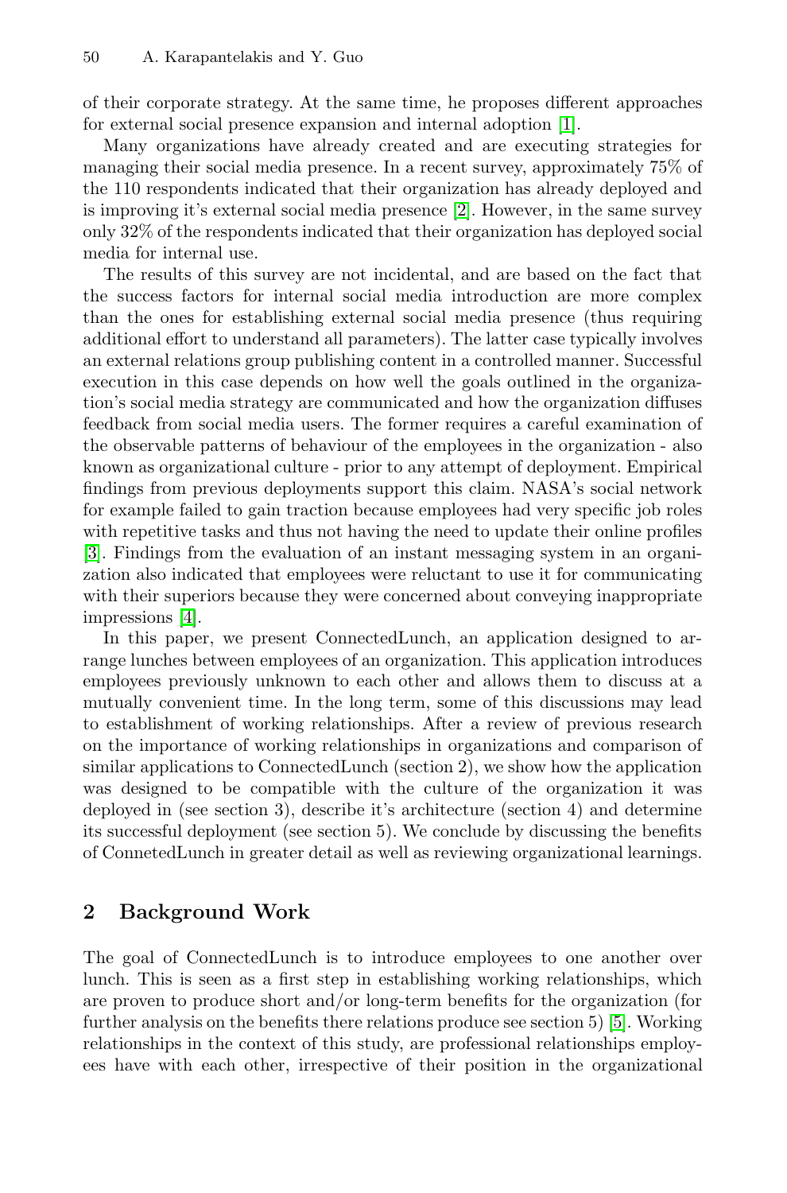of their corporate strategy. At the same time, he proposes different approaches for external social presence expansion and internal adoption [1].

Many organizations have already created and are executing strategies for managing their social media presence. In a recent survey, approximately 75% of the 110 respondents indicated that their organization has already deployed and is improving it's external social media presence [2]. However, in the same survey only 32% of the respondents indicated that their organization has deployed social media for internal use.

The results of this survey are not incidental, and are based on the fact that the success factors for internal social media introduction are more complex than the ones for establishing external social media presence (thus requiring additional effort to understand all parameters). The latter case typically involves an external relations group publishing content in a controlled manner. Successful execution in this case depends on how well the goals outlined in the organization's social media strategy are communicated and how the organization diffuses feedback from social media users. The former requires a careful examination of the observable patterns of behaviour of the employees in the organization - also known as organizational culture - prior to any attempt of deployment. Empirical findings from previous deployments support this claim. NASA's social network for example failed to gain traction because employees had very specific job roles with repetitive tasks and thus not having the need to update their online profiles [3]. Findings from the evaluation of an instant messaging system in an organization also indicated that employees were reluctant to use it for communicating with their superiors because they were concerned about conveying inappropriate impressions [4].

In this paper, we present ConnectedLunch, an application designed to arrange lunches between employees of an organization. This application introduces employees previously unknown to each other and allows them to discuss at a mutually convenient time. In the long term, some of this discussions may lead to establishment of working relationships. After a review of previous research on the importance of working relationships in organizations and comparison of similar applications to ConnectedLunch (section 2), we show how the application was designed to be compatible with the culture of the organization it was deployed in (see section 3), describe it's architecture (section 4) and determine its successful deployment (see section 5). We conclude by discussing the benefits of ConnetedLunch in greater detail as well as reviewing organizational learnings.

## 2 Background Work

The goal of ConnectedLunch is to introduce employees to one another over lunch. This is seen as a first step in establishing working relationships, which are proven to produce short and/or long-term benefits for the organization (for further analysis on the benefits there relations produce see section 5) [5]. Working relationships in the context of this study, are professional relationships employees have with each other, irrespective of their position in the organizational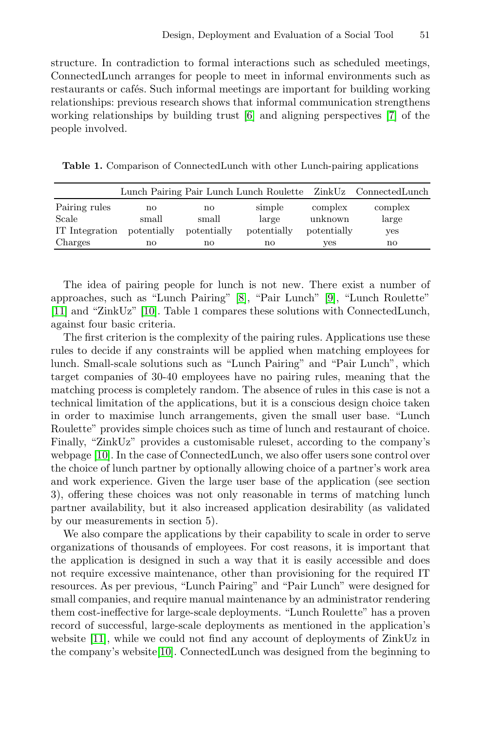structure. In contradiction to formal interactions such as scheduled meetings, ConnectedLunch arranges for people to meet in informal environments such as restaurants or cafés. Such informal meetings are important for building working relationships: previous research shows that informal communication strengthens working relationships by building trust [6] and aligning perspectives [7] of the people involved.

**Table 1.** Comparison of ConnectedLunch with other Lunch-pairing applications

| | Lunch Pairing | Pair Lunch | Lunch Roulette | ZinkUz | ConnectedLunch |
|---|---|---|---|---|---|
| Pairing rules | no | no | simple | complex | complex |
| Scale | small | small | large | unknown | large |
| IT Integration | potentially | potentially | potentially | potentially | yes |
| Charges | no | no | no | yes | no |

The idea of pairing people for lunch is not new. There exist a number of approaches, such as "Lunch Pairing" [8], "Pair Lunch" [9], "Lunch Roulette" [11] and "ZinkUz" [10]. Table 1 compares these solutions with ConnectedLunch, against four basic criteria.

The first criterion is the complexity of the pairing rules. Applications use these rules to decide if any constraints will be applied when matching employees for lunch. Small-scale solutions such as "Lunch Pairing" and "Pair Lunch", which target companies of 30-40 employees have no pairing rules, meaning that the matching process is completely random. The absence of rules in this case is not a technical limitation of the applications, but it is a conscious design choice taken in order to maximise lunch arrangements, given the small user base. "Lunch Roulette" provides simple choices such as time of lunch and restaurant of choice. Finally, "ZinkUz" provides a customisable ruleset, according to the company's webpage [10]. In the case of ConnectedLunch, we also offer users sone control over the choice of lunch partner by optionally allowing choice of a partner's work area and work experience. Given the large user base of the application (see section 3), offering these choices was not only reasonable in terms of matching lunch partner availability, but it also increased application desirability (as validated by our measurements in section 5).

We also compare the applications by their capability to scale in order to serve organizations of thousands of employees. For cost reasons, it is important that the application is designed in such a way that it is easily accessible and does not require excessive maintenance, other than provisioning for the required IT resources. As per previous, "Lunch Pairing" and "Pair Lunch" were designed for small companies, and require manual maintenance by an administrator rendering them cost-ineffective for large-scale deployments. "Lunch Roulette" has a proven record of successful, large-scale deployments as mentioned in the application's website [11], while we could not find any account of deployments of ZinkUz in the company's website[10]. ConnectedLunch was designed from the beginning to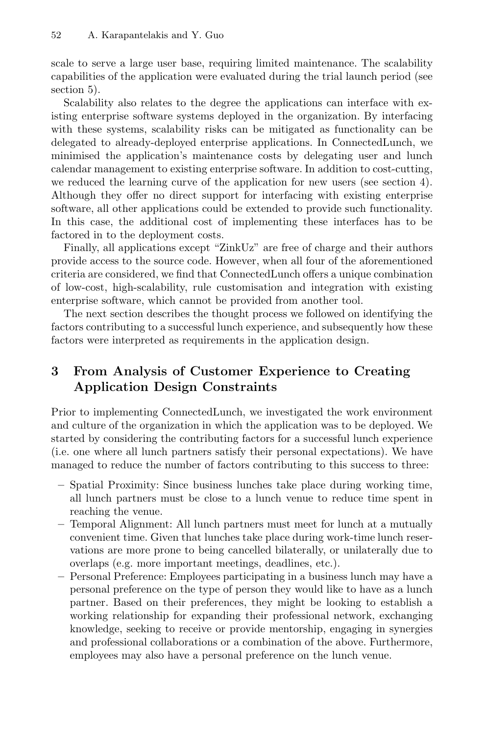scale to serve a large user base, requiring limited maintenance. The scalability capabilities of the application were evaluated during the trial launch period (see section 5).

Scalability also relates to the degree the applications can interface with existing enterprise software systems deployed in the organization. By interfacing with these systems, scalability risks can be mitigated as functionality can be delegated to already-deployed enterprise applications. In ConnectedLunch, we minimised the application's maintenance costs by delegating user and lunch calendar management to existing enterprise software. In addition to cost-cutting, we reduced the learning curve of the application for new users (see section 4). Although they offer no direct support for interfacing with existing enterprise software, all other applications could be extended to provide such functionality. In this case, the additional cost of implementing these interfaces has to be factored in to the deployment costs.

Finally, all applications except "ZinkUz" are free of charge and their authors provide access to the source code. However, when all four of the aforementioned criteria are considered, we find that ConnectedLunch offers a unique combination of low-cost, high-scalability, rule customisation and integration with existing enterprise software, which cannot be provided from another tool.

The next section describes the thought process we followed on identifying the factors contributing to a successful lunch experience, and subsequently how these factors were interpreted as requirements in the application design.

## 3 From Analysis of Customer Experience to Creating Application Design Constraints

Prior to implementing ConnectedLunch, we investigated the work environment and culture of the organization in which the application was to be deployed. We started by considering the contributing factors for a successful lunch experience (i.e. one where all lunch partners satisfy their personal expectations). We have managed to reduce the number of factors contributing to this success to three:

- Spatial Proximity: Since business lunches take place during working time, all lunch partners must be close to a lunch venue to reduce time spent in reaching the venue.
- Temporal Alignment: All lunch partners must meet for lunch at a mutually convenient time. Given that lunches take place during work-time lunch reservations are more prone to being cancelled bilaterally, or unilaterally due to overlaps (e.g. more important meetings, deadlines, etc.).
- Personal Preference: Employees participating in a business lunch may have a personal preference on the type of person they would like to have as a lunch partner. Based on their preferences, they might be looking to establish a working relationship for expanding their professional network, exchanging knowledge, seeking to receive or provide mentorship, engaging in synergies and professional collaborations or a combination of the above. Furthermore, employees may also have a personal preference on the lunch venue.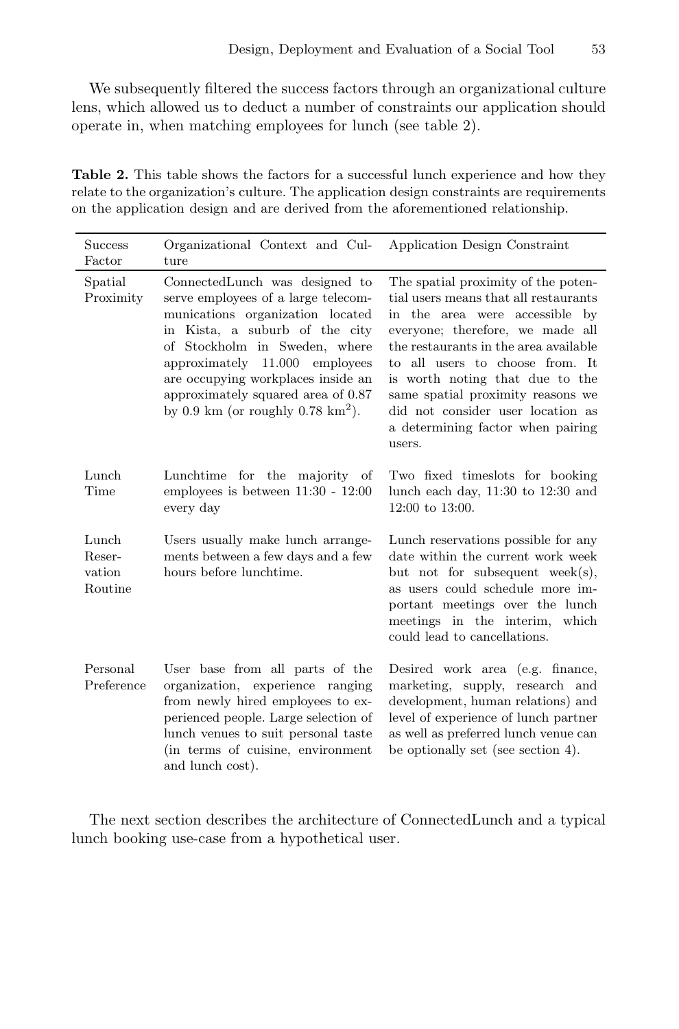We subsequently filtered the success factors through an organizational culture lens, which allowed us to deduct a number of constraints our application should operate in, when matching employees for lunch (see table 2).

**Table 2.** This table shows the factors for a successful lunch experience and how they relate to the organization's culture. The application design constraints are requirements on the application design and are derived from the aforementioned relationship.

| Success Factor | Organizational Context and Culture | Application Design Constraint |
|---|---|---|
| Spatial Proximity | ConnectedLunch was designed to serve employees of a large telecommunications organization located in Kista, a suburb of the city of Stockholm in Sweden, where approximately 11.000 employees are occupying workplaces inside an approximately squared area of 0.87 by 0.9 km (or roughly 0.78 $km^2$). | The spatial proximity of the potential users means that all restaurants in the area were accessible by everyone; therefore, we made all the restaurants in the area available to all users to choose from. It is worth noting that due to the same spatial proximity reasons we did not consider user location as a determining factor when pairing users. |
| Lunch Time | Lunchtime for the majority of employees is between 11:30 - 12:00 every day | Two fixed timeslots for booking lunch each day, 11:30 to 12:30 and 12:00 to 13:00. |
| Lunch Reservation Routine | Users usually make lunch arrangements between a few days and a few hours before lunchtime. | Lunch reservations possible for any date within the current work week but not for subsequent week(s), as users could schedule more important meetings over the lunch meetings in the interim, which could lead to cancellations. |
| Personal Preference | User base from all parts of the organization, experience ranging from newly hired employees to experienced people. Large selection of lunch venues to suit personal taste (in terms of cuisine, environment and lunch cost). | Desired work area (e.g. finance, marketing, supply, research and development, human relations) and level of experience of lunch partner as well as preferred lunch venue can be optionally set (see section 4). |

The next section describes the architecture of ConnectedLunch and a typical lunch booking use-case from a hypothetical user.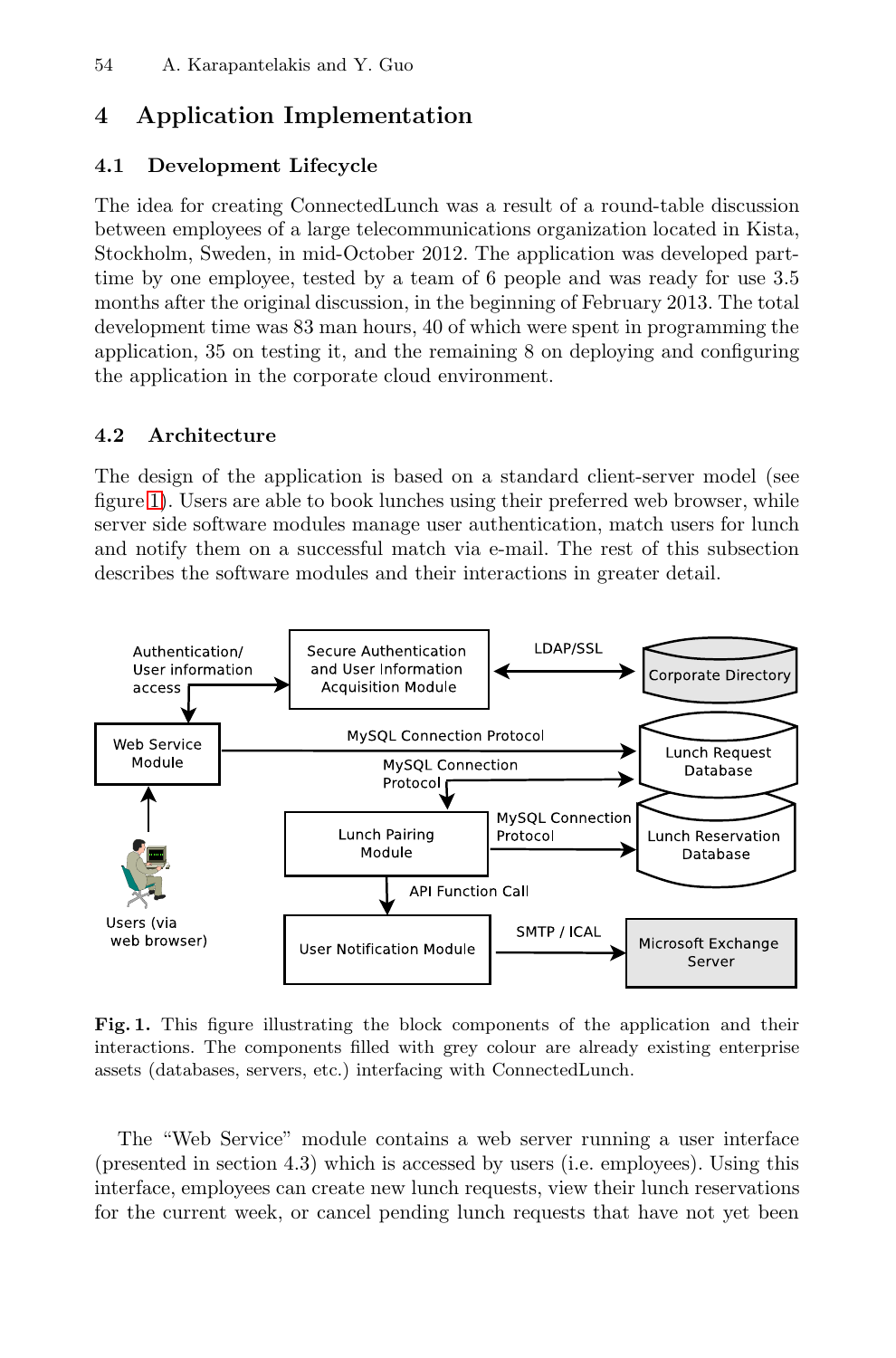## 4 Application Implementation

### 4.1 Development Lifecycle

The idea for creating ConnectedLunch was a result of a round-table discussion between employees of a large telecommunications organization located in Kista, Stockholm, Sweden, in mid-October 2012. The application was developed part-time by one employee, tested by a team of 6 people and was ready for use 3.5 months after the original discussion, in the beginning of February 2013. The total development time was 83 man hours, 40 of which were spent in programming the application, 35 on testing it, and the remaining 8 on deploying and configuring the application in the corporate cloud environment.

### 4.2 Architecture

The design of the application is based on a standard client-server model (see figure 1). Users are able to book lunches using their preferred web browser, while server side software modules manage user authentication, match users for lunch and notify them on a successful match via e-mail. The rest of this subsection describes the software modules and their interactions in greater detail.

**Fig. 1.** This figure illustrating the block components of the application and their interactions. The components filled with grey colour are already existing enterprise assets (databases, servers, etc.) interfacing with ConnectedLunch.

The "Web Service" module contains a web server running a user interface (presented in section 4.3) which is accessed by users (i.e. employees). Using this interface, employees can create new lunch requests, view their lunch reservations for the current week, or cancel pending lunch requests that have not yet been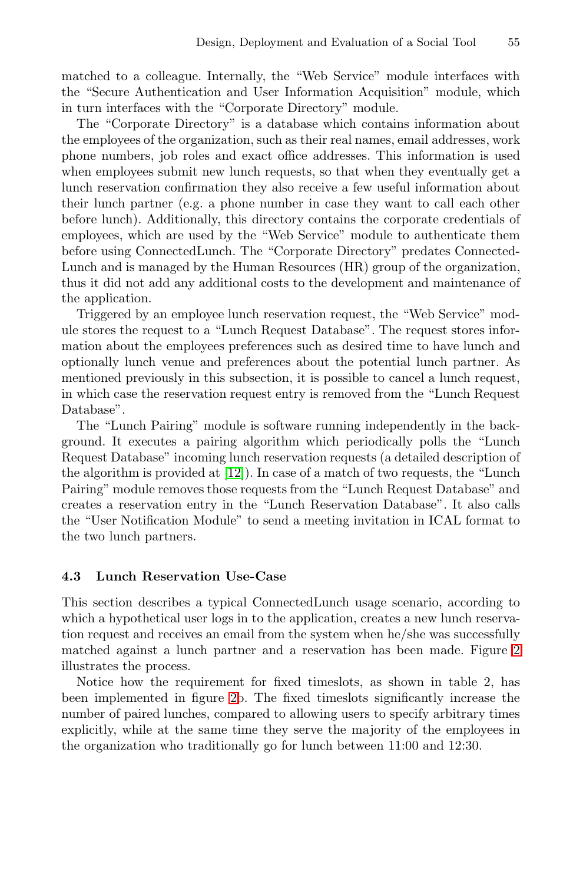matched to a colleague. Internally, the "Web Service" module interfaces with the "Secure Authentication and User Information Acquisition" module, which in turn interfaces with the "Corporate Directory" module.

The "Corporate Directory" is a database which contains information about the employees of the organization, such as their real names, email addresses, work phone numbers, job roles and exact office addresses. This information is used when employees submit new lunch requests, so that when they eventually get a lunch reservation confirmation they also receive a few useful information about their lunch partner (e.g. a phone number in case they want to call each other before lunch). Additionally, this directory contains the corporate credentials of employees, which are used by the "Web Service" module to authenticate them before using ConnectedLunch. The "Corporate Directory" predates ConnectedLunch and is managed by the Human Resources (HR) group of the organization, thus it did not add any additional costs to the development and maintenance of the application.

Triggered by an employee lunch reservation request, the "Web Service" module stores the request to a "Lunch Request Database". The request stores information about the employees preferences such as desired time to have lunch and optionally lunch venue and preferences about the potential lunch partner. As mentioned previously in this subsection, it is possible to cancel a lunch request, in which case the reservation request entry is removed from the "Lunch Request Database".

The "Lunch Pairing" module is software running independently in the background. It executes a pairing algorithm which periodically polls the "Lunch Request Database" incoming lunch reservation requests (a detailed description of the algorithm is provided at [12]). In case of a match of two requests, the "Lunch Pairing" module removes those requests from the "Lunch Request Database" and creates a reservation entry in the "Lunch Reservation Database". It also calls the "User Notification Module" to send a meeting invitation in ICAL format to the two lunch partners.

### 4.3 Lunch Reservation Use-Case

This section describes a typical ConnectedLunch usage scenario, according to which a hypothetical user logs in to the application, creates a new lunch reservation request and receives an email from the system when he/she was successfully matched against a lunch partner and a reservation has been made. Figure 2 illustrates the process.

Notice how the requirement for fixed timeslots, as shown in table 2, has been implemented in figure 2b. The fixed timeslots significantly increase the number of paired lunches, compared to allowing users to specify arbitrary times explicitly, while at the same time they serve the majority of the employees in the organization who traditionally go for lunch between 11:00 and 12:30.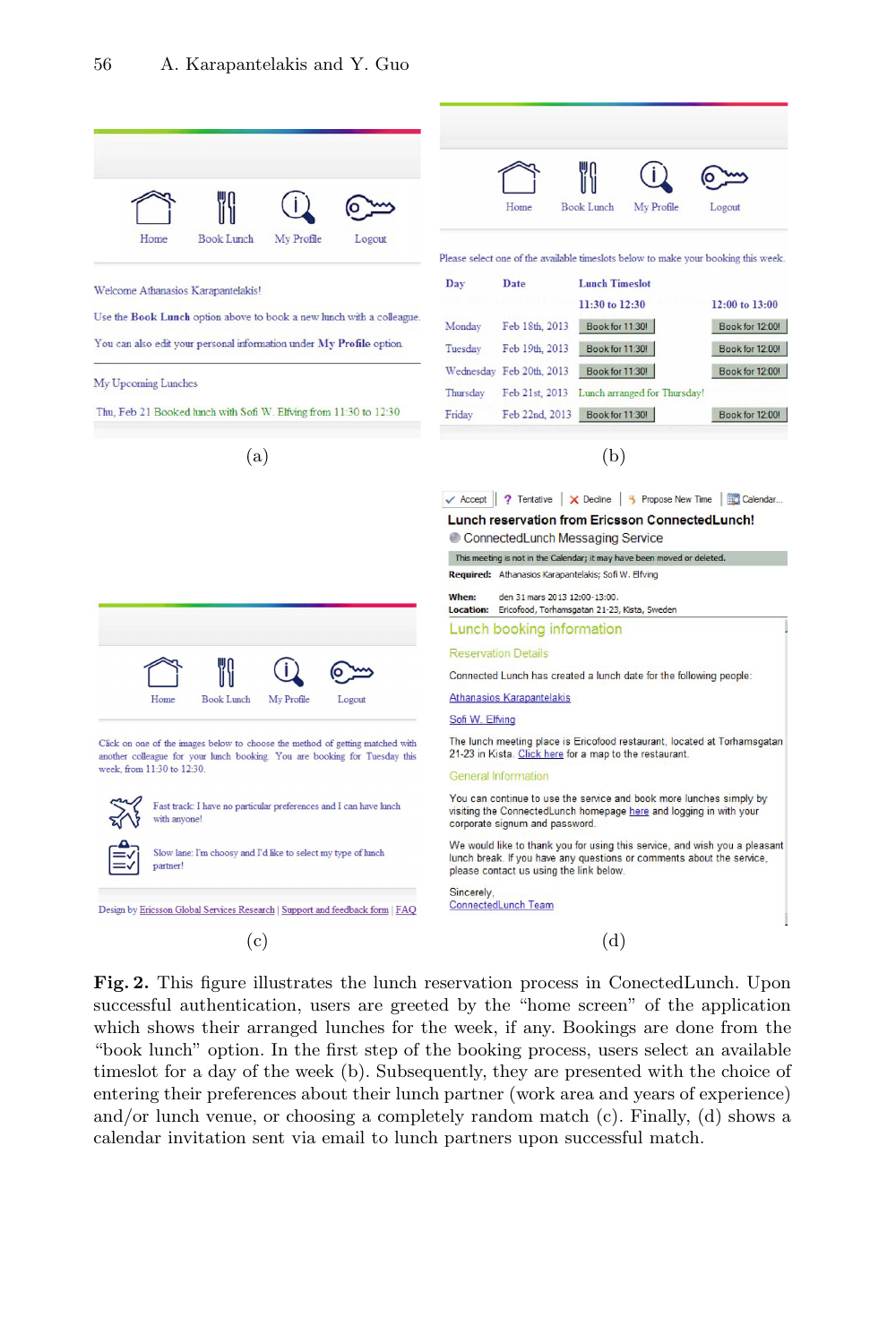**Fig. 2.** This figure illustrates the lunch reservation process in ConectedLunch. Upon successful authentication, users are greeted by the "home screen" of the application which shows their arranged lunches for the week, if any. Bookings are done from the "book lunch" option. In the first step of the booking process, users select an available timeslot for a day of the week (b). Subsequently, they are presented with the choice of entering their preferences about their lunch partner (work area and years of experience) and/or lunch venue, or choosing a completely random match (c). Finally, (d) shows a calendar invitation sent via email to lunch partners upon successful match.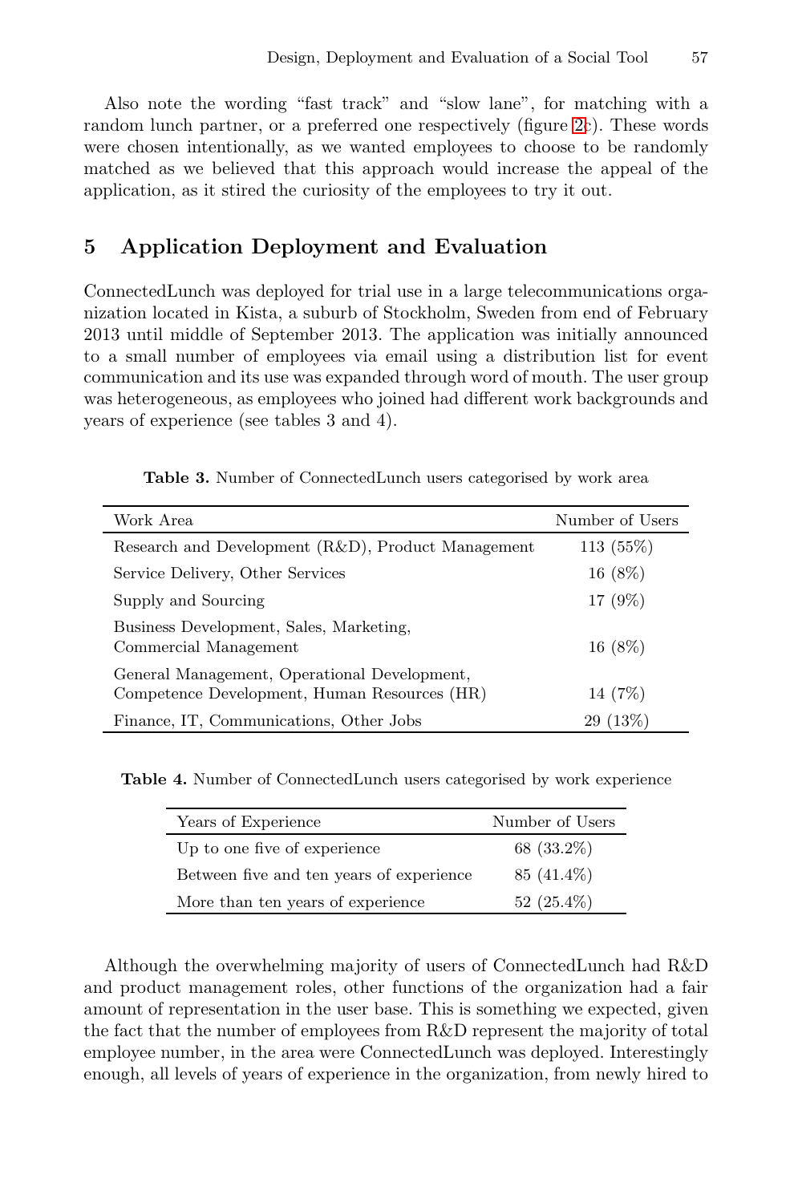Also note the wording "fast track" and "slow lane", for matching with a random lunch partner, or a preferred one respectively (figure 2c). These words were chosen intentionally, as we wanted employees to choose to be randomly matched as we believed that this approach would increase the appeal of the application, as it stired the curiosity of the employees to try it out.

## 5 Application Deployment and Evaluation

ConnectedLunch was deployed for trial use in a large telecommunications organization located in Kista, a suburb of Stockholm, Sweden from end of February 2013 until middle of September 2013. The application was initially announced to a small number of employees via email using a distribution list for event communication and its use was expanded through word of mouth. The user group was heterogeneous, as employees who joined had different work backgrounds and years of experience (see tables 3 and 4).

**Table 3.** Number of ConnectedLunch users categorised by work area

| Work Area | Number of Users |
|---|---|
| Research and Development (R&D), Product Management | 113 (55%) |
| Service Delivery, Other Services | 16 (8%) |
| Supply and Sourcing | 17 (9%) |
| Business Development, Sales, Marketing, Commercial Management | 16 (8%) |
| General Management, Operational Development, Competence Development, Human Resources (HR) | 14 (7%) |
| Finance, IT, Communications, Other Jobs | 29 (13%) |

**Table 4.** Number of ConnectedLunch users categorised by work experience

| Years of Experience | Number of Users |
|---|---|
| Up to one five of experience | 68 (33.2%) |
| Between five and ten years of experience | 85 (41.4%) |
| More than ten years of experience | 52 (25.4%) |

Although the overwhelming majority of users of ConnectedLunch had R&D and product management roles, other functions of the organization had a fair amount of representation in the user base. This is something we expected, given the fact that the number of employees from R&D represent the majority of total employee number, in the area were ConnectedLunch was deployed. Interestingly enough, all levels of years of experience in the organization, from newly hired to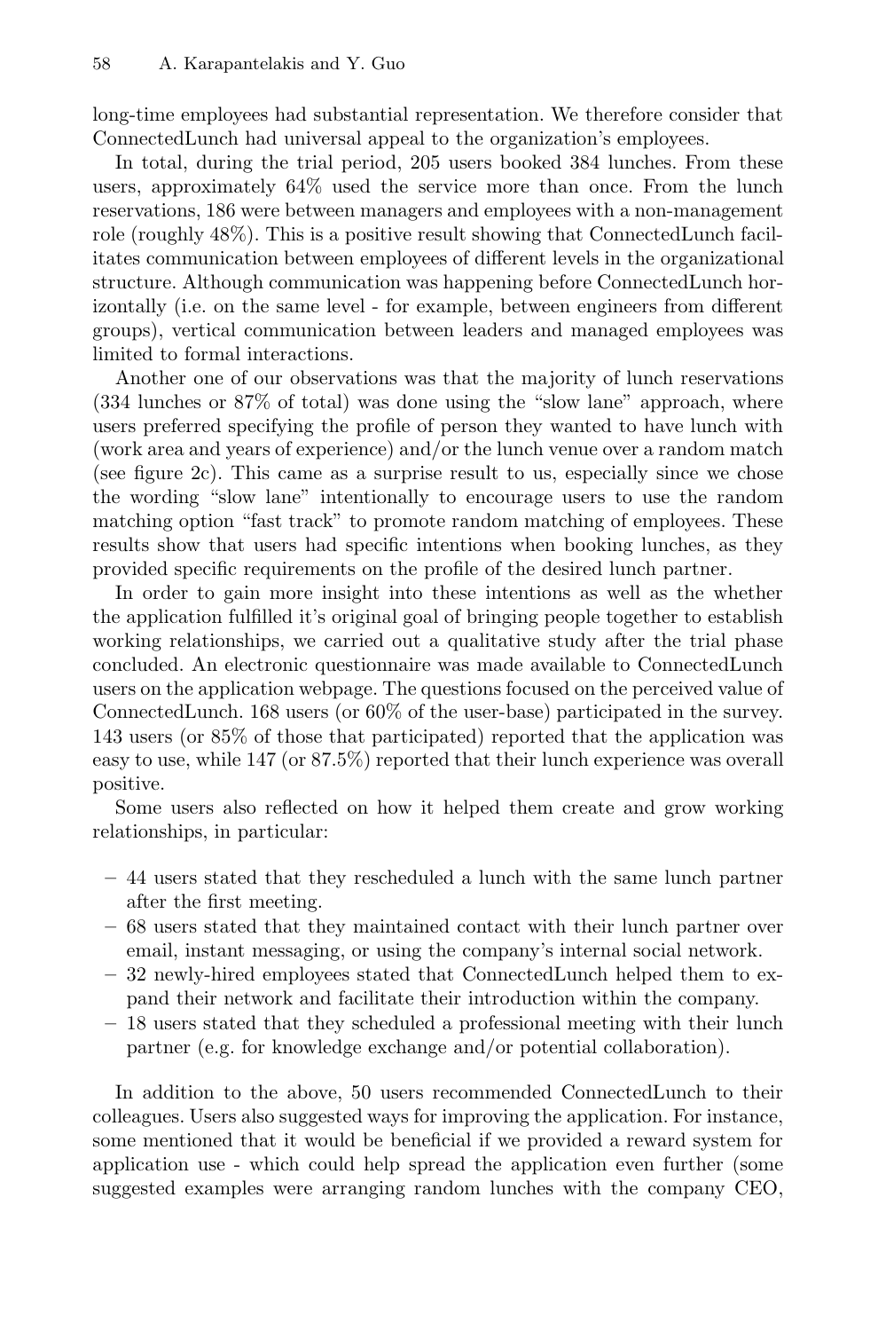long-time employees had substantial representation. We therefore consider that ConnectedLunch had universal appeal to the organization's employees.

In total, during the trial period, 205 users booked 384 lunches. From these users, approximately 64% used the service more than once. From the lunch reservations, 186 were between managers and employees with a non-management role (roughly 48%). This is a positive result showing that ConnectedLunch facilitates communication between employees of different levels in the organizational structure. Although communication was happening before ConnectedLunch horizontally (i.e. on the same level - for example, between engineers from different groups), vertical communication between leaders and managed employees was limited to formal interactions.

Another one of our observations was that the majority of lunch reservations (334 lunches or 87% of total) was done using the "slow lane" approach, where users preferred specifying the profile of person they wanted to have lunch with (work area and years of experience) and/or the lunch venue over a random match (see figure 2c). This came as a surprise result to us, especially since we chose the wording "slow lane" intentionally to encourage users to use the random matching option "fast track" to promote random matching of employees. These results show that users had specific intentions when booking lunches, as they provided specific requirements on the profile of the desired lunch partner.

In order to gain more insight into these intentions as well as the whether the application fulfilled it's original goal of bringing people together to establish working relationships, we carried out a qualitative study after the trial phase concluded. An electronic questionnaire was made available to ConnectedLunch users on the application webpage. The questions focused on the perceived value of ConnectedLunch. 168 users (or 60% of the user-base) participated in the survey. 143 users (or 85% of those that participated) reported that the application was easy to use, while 147 (or 87.5%) reported that their lunch experience was overall positive.

Some users also reflected on how it helped them create and grow working relationships, in particular:

- 44 users stated that they rescheduled a lunch with the same lunch partner after the first meeting.
- 68 users stated that they maintained contact with their lunch partner over email, instant messaging, or using the company's internal social network.
- 32 newly-hired employees stated that ConnectedLunch helped them to expand their network and facilitate their introduction within the company.
- 18 users stated that they scheduled a professional meeting with their lunch partner (e.g. for knowledge exchange and/or potential collaboration).

In addition to the above, 50 users recommended ConnectedLunch to their colleagues. Users also suggested ways for improving the application. For instance, some mentioned that it would be beneficial if we provided a reward system for application use - which could help spread the application even further (some suggested examples were arranging random lunches with the company CEO,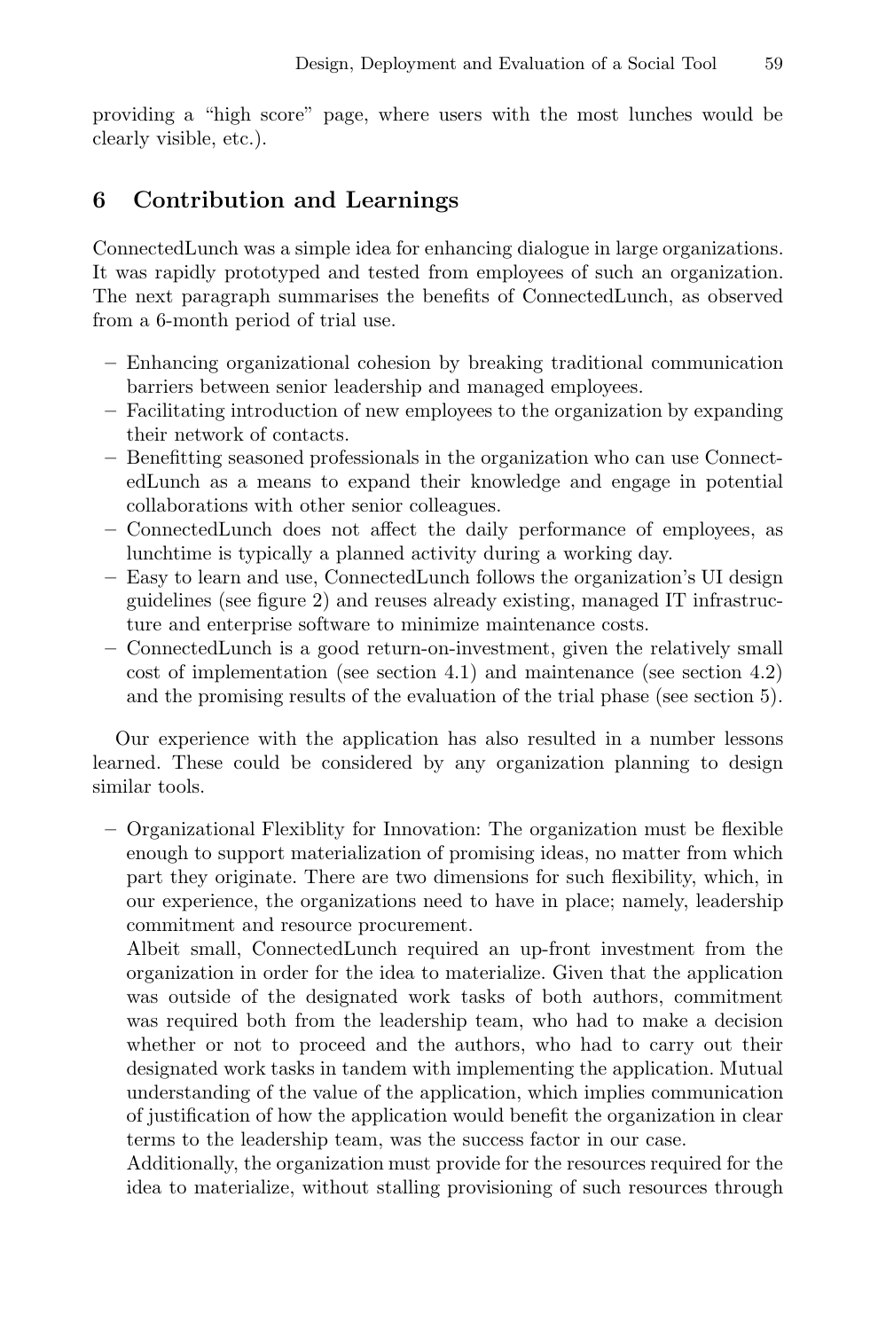providing a "high score" page, where users with the most lunches would be clearly visible, etc.).

## 6 Contribution and Learnings

ConnectedLunch was a simple idea for enhancing dialogue in large organizations. It was rapidly prototyped and tested from employees of such an organization. The next paragraph summarises the benefits of ConnectedLunch, as observed from a 6-month period of trial use.

- Enhancing organizational cohesion by breaking traditional communication barriers between senior leadership and managed employees.
- Facilitating introduction of new employees to the organization by expanding their network of contacts.
- Benefitting seasoned professionals in the organization who can use ConnectedLunch as a means to expand their knowledge and engage in potential collaborations with other senior colleagues.
- ConnectedLunch does not affect the daily performance of employees, as lunchtime is typically a planned activity during a working day.
- Easy to learn and use, ConnectedLunch follows the organization's UI design guidelines (see figure 2) and reuses already existing, managed IT infrastructure and enterprise software to minimize maintenance costs.
- ConnectedLunch is a good return-on-investment, given the relatively small cost of implementation (see section 4.1) and maintenance (see section 4.2) and the promising results of the evaluation of the trial phase (see section 5).

Our experience with the application has also resulted in a number lessons learned. These could be considered by any organization planning to design similar tools.

- Organizational Flexiblity for Innovation: The organization must be flexible enough to support materialization of promising ideas, no matter from which part they originate. There are two dimensions for such flexibility, which, in our experience, the organizations need to have in place; namely, leadership commitment and resource procurement.

  Albeit small, ConnectedLunch required an up-front investment from the organization in order for the idea to materialize. Given that the application was outside of the designated work tasks of both authors, commitment was required both from the leadership team, who had to make a decision whether or not to proceed and the authors, who had to carry out their designated work tasks in tandem with implementing the application. Mutual understanding of the value of the application, which implies communication of justification of how the application would benefit the organization in clear terms to the leadership team, was the success factor in our case.

  Additionally, the organization must provide for the resources required for the idea to materialize, without stalling provisioning of such resources through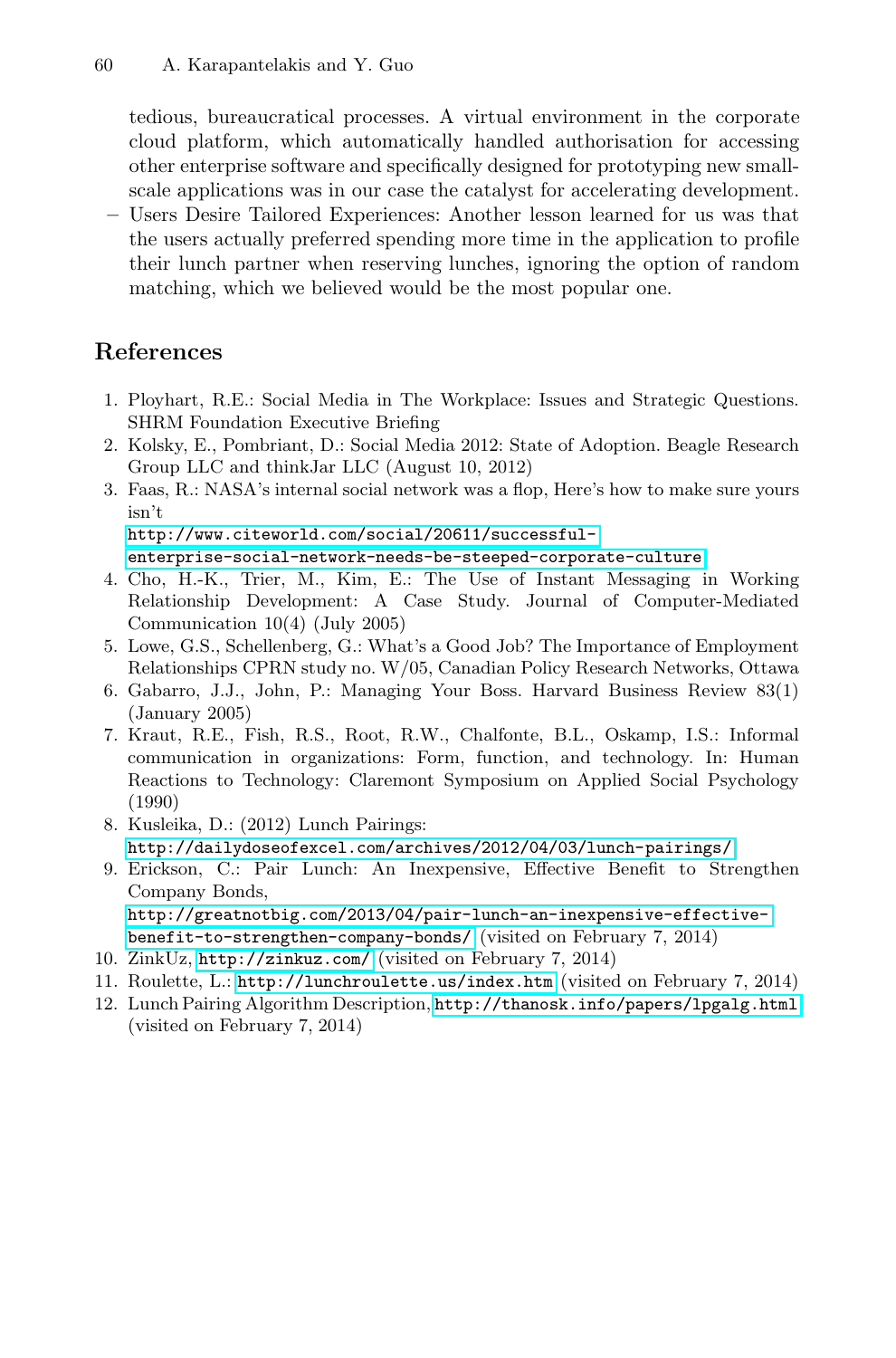tedious, bureaucratical processes. A virtual environment in the corporate cloud platform, which automatically handled authorisation for accessing other enterprise software and specifically designed for prototyping new small-scale applications was in our case the catalyst for accelerating development.

- Users Desire Tailored Experiences: Another lesson learned for us was that the users actually preferred spending more time in the application to profile their lunch partner when reserving lunches, ignoring the option of random matching, which we believed would be the most popular one.

## References

1. Ployhart, R.E.: Social Media in The Workplace: Issues and Strategic Questions. SHRM Foundation Executive Briefing
2. Kolsky, E., Pombriant, D.: Social Media 2012: State of Adoption. Beagle Research Group LLC and thinkJar LLC (August 10, 2012)
3. Faas, R.: NASA's internal social network was a flop, Here's how to make sure yours isn't http://www.citeworld.com/social/20611/successful-enterprise-social-network-needs-be-steeped-corporate-culture
4. Cho, H.-K., Trier, M., Kim, E.: The Use of Instant Messaging in Working Relationship Development: A Case Study. Journal of Computer-Mediated Communication 10(4) (July 2005)
5. Lowe, G.S., Schellenberg, G.: What's a Good Job? The Importance of Employment Relationships CPRN study no. W/05, Canadian Policy Research Networks, Ottawa
6. Gabarro, J.J., John, P.: Managing Your Boss. Harvard Business Review 83(1) (January 2005)
7. Kraut, R.E., Fish, R.S., Root, R.W., Chalfonte, B.L., Oskamp, I.S.: Informal communication in organizations: Form, function, and technology. In: Human Reactions to Technology: Claremont Symposium on Applied Social Psychology (1990)
8. Kusleika, D.: (2012) Lunch Pairings: http://dailydoseofexcel.com/archives/2012/04/03/lunch-pairings/
9. Erickson, C.: Pair Lunch: An Inexpensive, Effective Benefit to Strengthen Company Bonds, http://greatnotbig.com/2013/04/pair-lunch-an-inexpensive-effective-benefit-to-strengthen-company-bonds/ (visited on February 7, 2014)
10. ZinkUz, http://zinkuz.com/ (visited on February 7, 2014)
11. Roulette, L.: http://lunchroulette.us/index.htm (visited on February 7, 2014)
12. Lunch Pairing Algorithm Description, http://thanosk.info/papers/lpgalg.html (visited on February 7, 2014)